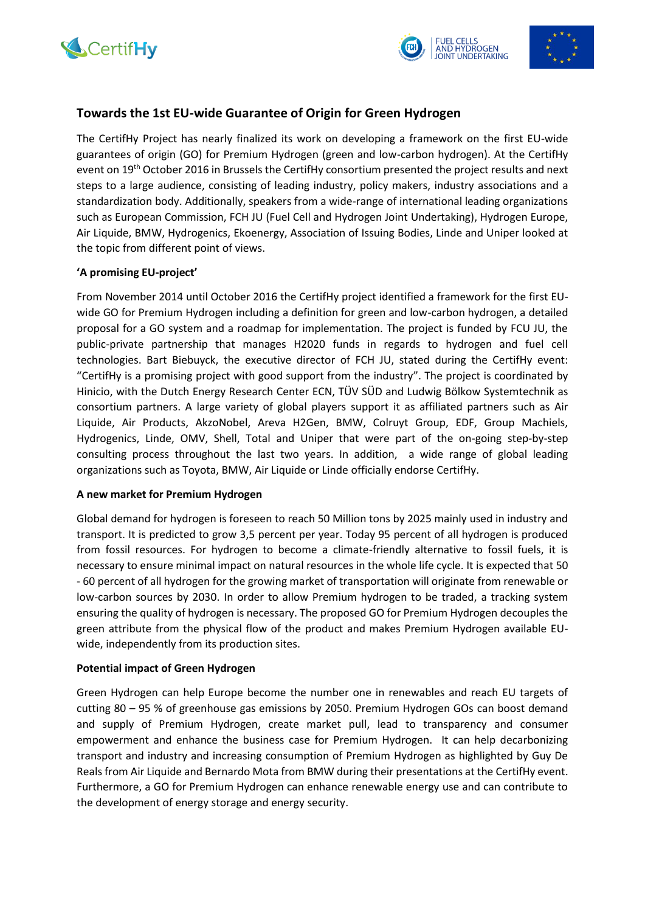# Towards the 1st EU-wide Guarantee of Origin for Green Hydrogen

The CertifHy Project has nearly finalized its work on developing a framework on the first EU-wide guarantees of origin (GO) for Premium Hydrogen (green and low-carbon hydrogen). At the CertifHy event on 19th October 2016 in Brussels the CertifHy consortium presented the project results and next steps to a large audience, consisting of leading industry, policy makers, industry associations and a standardization body. Additionally, speakers from a wide-range of international leading organizations such as European Commission, FCH JU (Fuel Cell and Hydrogen Joint Undertaking), Hydrogen Europe, Air Liquide, BMW, Hydrogenics, Ekoenergy, Association of Issuing Bodies, Linde and Uniper looked at the topic from different point of views.

**'A promising EU-project'**

From November 2014 until October 2016 the CertifHy project identified a framework for the first EU-wide GO for Premium Hydrogen including a definition for green and low-carbon hydrogen, a detailed proposal for a GO system and a roadmap for implementation. The project is funded by FCU JU, the public-private partnership that manages H2020 funds in regards to hydrogen and fuel cell technologies. Bart Biebuyck, the executive director of FCH JU, stated during the CertifHy event: "CertifHy is a promising project with good support from the industry". The project is coordinated by Hinicio, with the Dutch Energy Research Center ECN, TÜV SÜD and Ludwig Bölkow Systemtechnik as consortium partners. A large variety of global players support it as affiliated partners such as Air Liquide, Air Products, AkzoNobel, Areva H2Gen, BMW, Colruyt Group, EDF, Group Machiels, Hydrogenics, Linde, OMV, Shell, Total and Uniper that were part of the on-going step-by-step consulting process throughout the last two years. In addition, a wide range of global leading organizations such as Toyota, BMW, Air Liquide or Linde officially endorse CertifHy.

**A new market for Premium Hydrogen**

Global demand for hydrogen is foreseen to reach 50 Million tons by 2025 mainly used in industry and transport. It is predicted to grow 3,5 percent per year. Today 95 percent of all hydrogen is produced from fossil resources. For hydrogen to become a climate-friendly alternative to fossil fuels, it is necessary to ensure minimal impact on natural resources in the whole life cycle. It is expected that 50 - 60 percent of all hydrogen for the growing market of transportation will originate from renewable or low-carbon sources by 2030. In order to allow Premium hydrogen to be traded, a tracking system ensuring the quality of hydrogen is necessary. The proposed GO for Premium Hydrogen decouples the green attribute from the physical flow of the product and makes Premium Hydrogen available EU-wide, independently from its production sites.

**Potential impact of Green Hydrogen**

Green Hydrogen can help Europe become the number one in renewables and reach EU targets of cutting 80 – 95 % of greenhouse gas emissions by 2050. Premium Hydrogen GOs can boost demand and supply of Premium Hydrogen, create market pull, lead to transparency and consumer empowerment and enhance the business case for Premium Hydrogen. It can help decarbonizing transport and industry and increasing consumption of Premium Hydrogen as highlighted by Guy De Reals from Air Liquide and Bernardo Mota from BMW during their presentations at the CertifHy event. Furthermore, a GO for Premium Hydrogen can enhance renewable energy use and can contribute to the development of energy storage and energy security.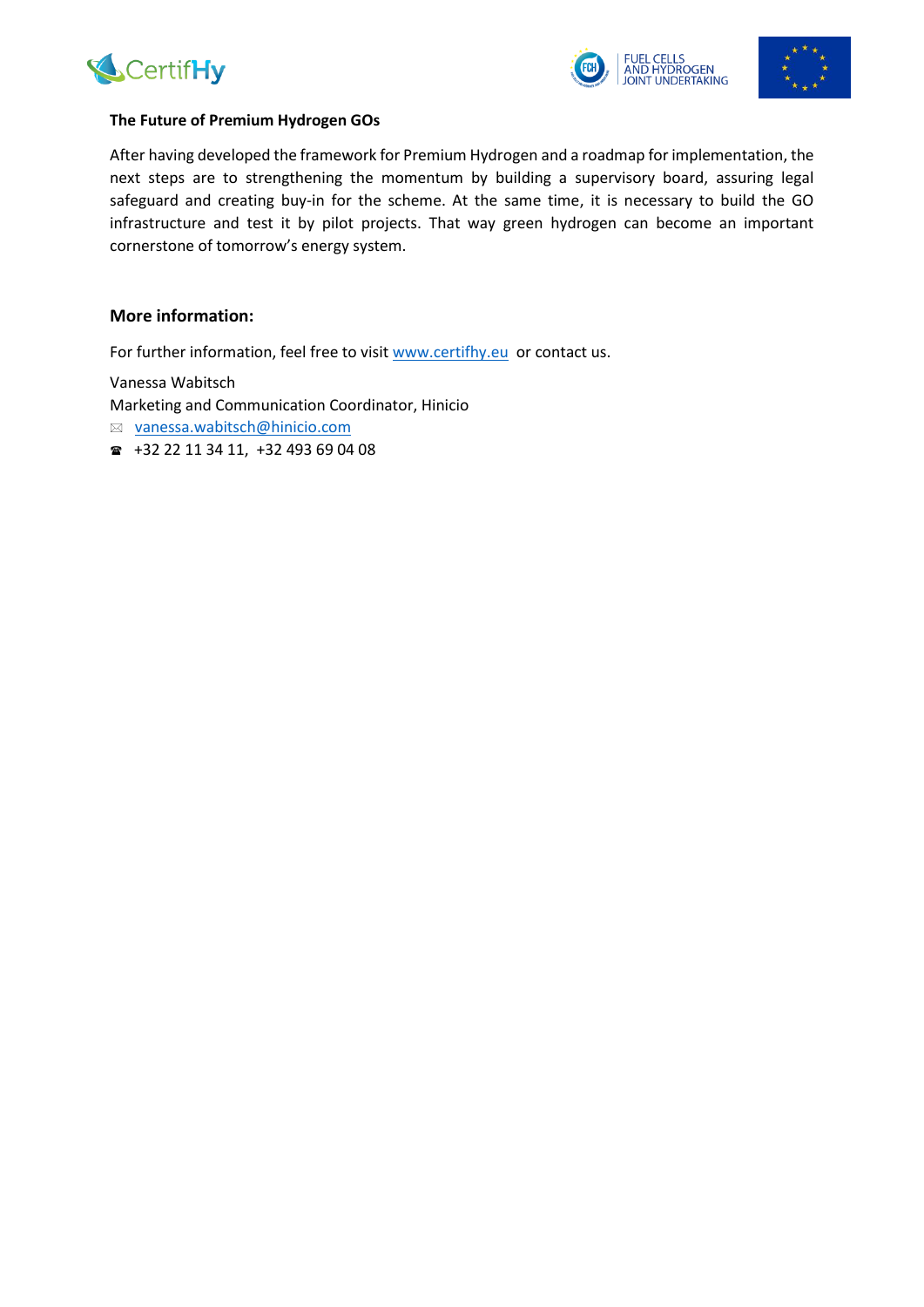**The Future of Premium Hydrogen GOs**

After having developed the framework for Premium Hydrogen and a roadmap for implementation, the next steps are to strengthening the momentum by building a supervisory board, assuring legal safeguard and creating buy-in for the scheme. At the same time, it is necessary to build the GO infrastructure and test it by pilot projects. That way green hydrogen can become an important cornerstone of tomorrow's energy system.

## More information:

For further information, feel free to visit www.certifhy.eu or contact us.

Vanessa Wabitsch
Marketing and Communication Coordinator, Hinicio
✉ vanessa.wabitsch@hinicio.com
☎ +32 22 11 34 11, +32 493 69 04 08